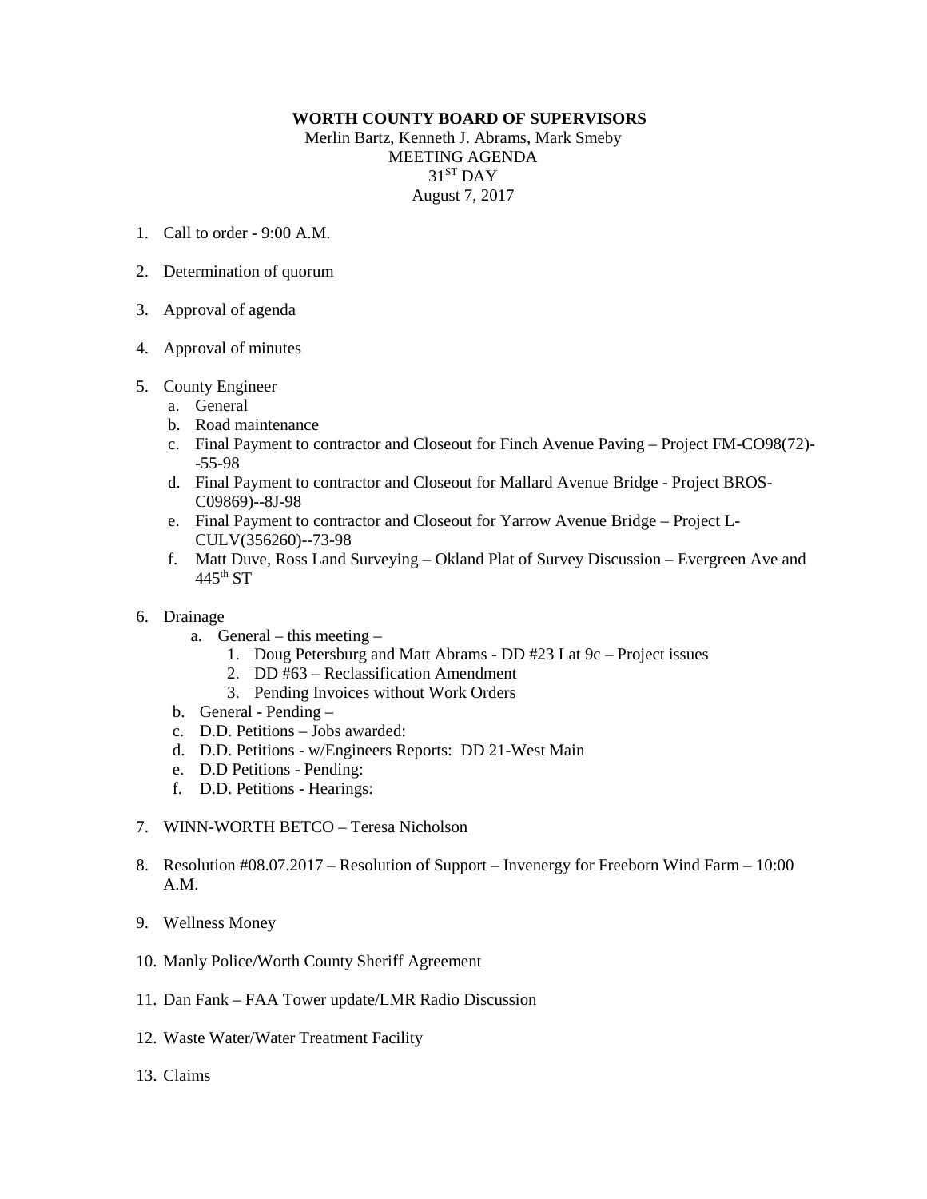# WORTH COUNTY BOARD OF SUPERVISORS

Merlin Bartz, Kenneth J. Abrams, Mark Smeby
MEETING AGENDA
31ST DAY
August 7, 2017

1. Call to order - 9:00 A.M.

2. Determination of quorum

3. Approval of agenda

4. Approval of minutes

5. County Engineer
   a. General
   b. Road maintenance
   c. Final Payment to contractor and Closeout for Finch Avenue Paving – Project FM-CO98(72)--55-98
   d. Final Payment to contractor and Closeout for Mallard Avenue Bridge - Project BROS-C09869)--8J-98
   e. Final Payment to contractor and Closeout for Yarrow Avenue Bridge – Project L-CULV(356260)--73-98
   f. Matt Duve, Ross Land Surveying – Okland Plat of Survey Discussion – Evergreen Ave and 445th ST

6. Drainage
   a. General – this meeting –
      1. Doug Petersburg and Matt Abrams - DD #23 Lat 9c – Project issues
      2. DD #63 – Reclassification Amendment
      3. Pending Invoices without Work Orders
   b. General - Pending –
   c. D.D. Petitions – Jobs awarded:
   d. D.D. Petitions - w/Engineers Reports: DD 21-West Main
   e. D.D Petitions - Pending:
   f. D.D. Petitions - Hearings:

7. WINN-WORTH BETCO – Teresa Nicholson

8. Resolution #08.07.2017 – Resolution of Support – Invenergy for Freeborn Wind Farm – 10:00 A.M.

9. Wellness Money

10. Manly Police/Worth County Sheriff Agreement

11. Dan Fank – FAA Tower update/LMR Radio Discussion

12. Waste Water/Water Treatment Facility

13. Claims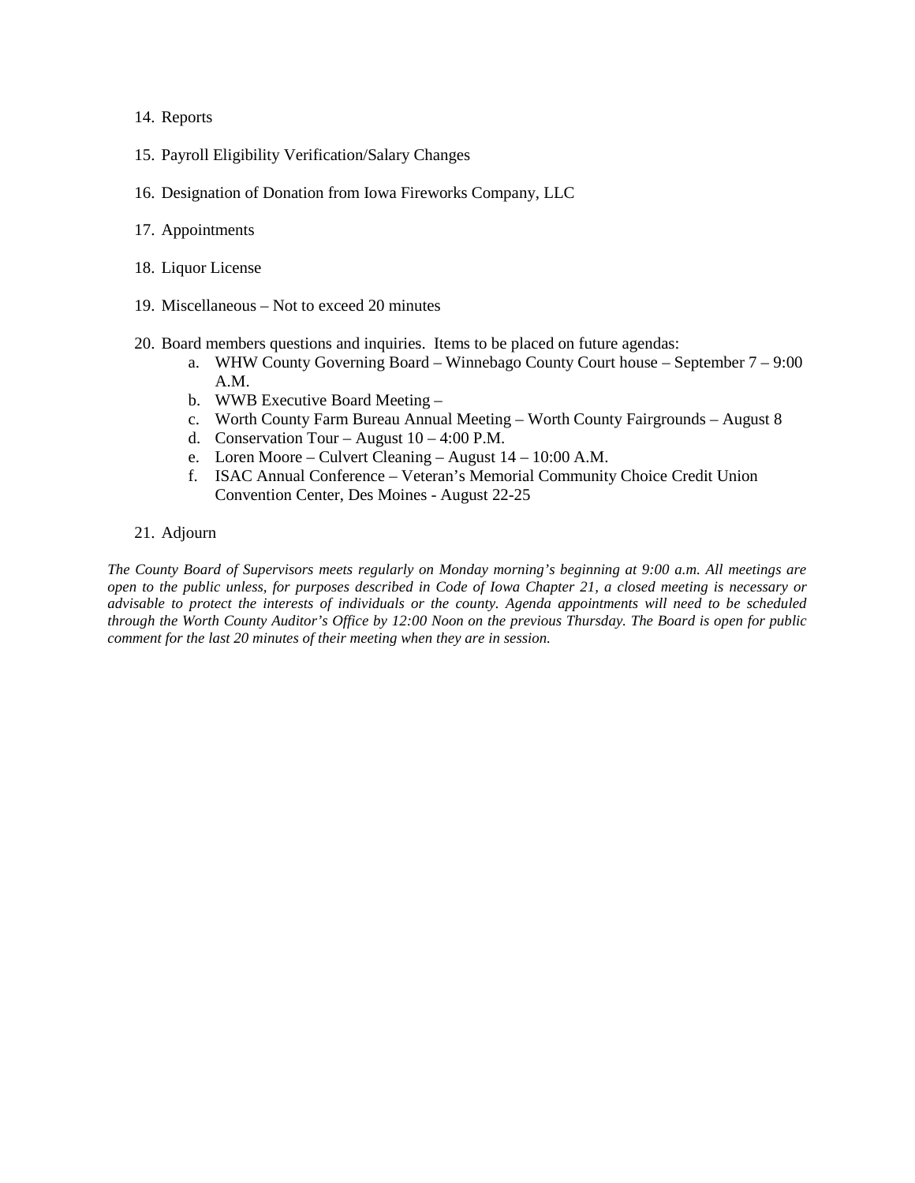14. Reports

15. Payroll Eligibility Verification/Salary Changes

16. Designation of Donation from Iowa Fireworks Company, LLC

17. Appointments

18. Liquor License

19. Miscellaneous – Not to exceed 20 minutes

20. Board members questions and inquiries. Items to be placed on future agendas:
    a. WHW County Governing Board – Winnebago County Court house – September 7 – 9:00 A.M.
    b. WWB Executive Board Meeting –
    c. Worth County Farm Bureau Annual Meeting – Worth County Fairgrounds – August 8
    d. Conservation Tour – August 10 – 4:00 P.M.
    e. Loren Moore – Culvert Cleaning – August 14 – 10:00 A.M.
    f. ISAC Annual Conference – Veteran's Memorial Community Choice Credit Union Convention Center, Des Moines - August 22-25

21. Adjourn

*The County Board of Supervisors meets regularly on Monday morning's beginning at 9:00 a.m. All meetings are open to the public unless, for purposes described in Code of Iowa Chapter 21, a closed meeting is necessary or advisable to protect the interests of individuals or the county. Agenda appointments will need to be scheduled through the Worth County Auditor's Office by 12:00 Noon on the previous Thursday. The Board is open for public comment for the last 20 minutes of their meeting when they are in session.*